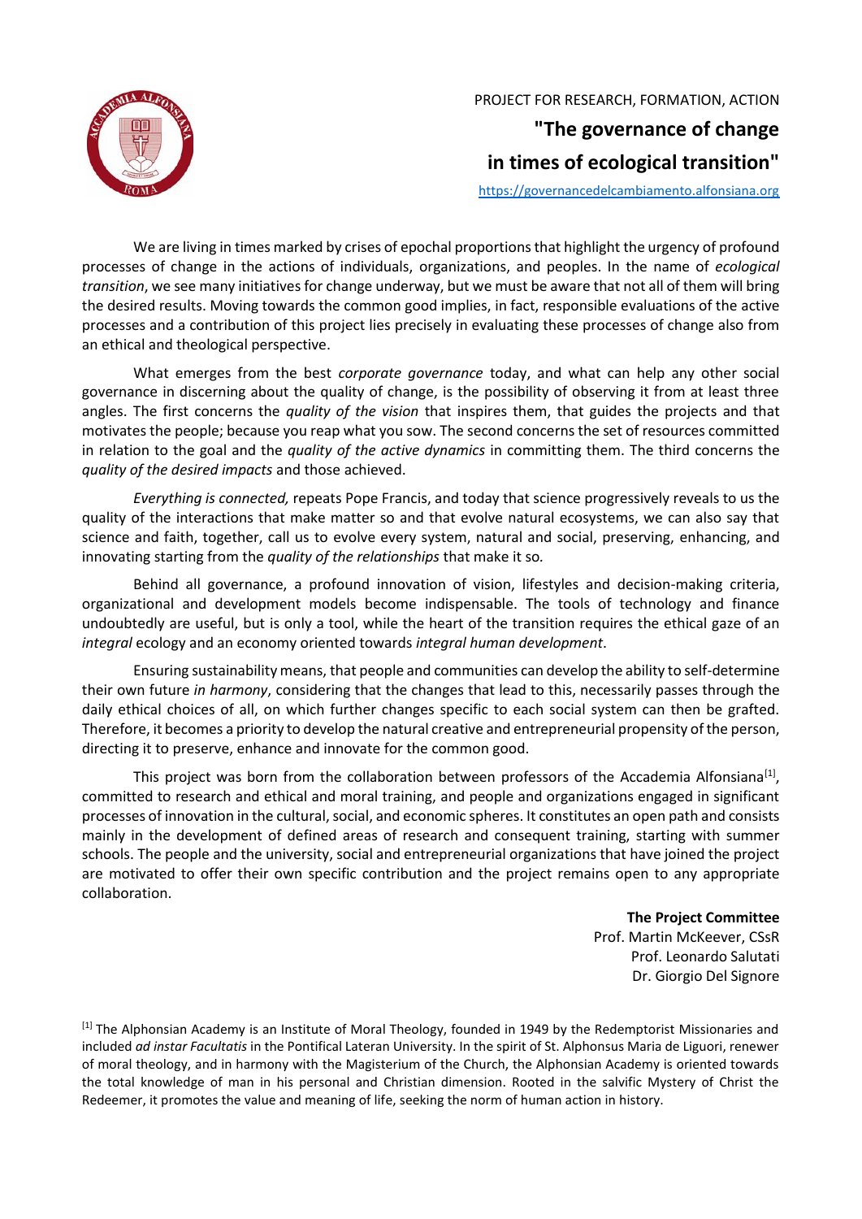PROJECT FOR RESEARCH, FORMATION, ACTION

# "The governance of change in times of ecological transition"

https://governancedelcambiamento.alfonsiana.org

We are living in times marked by crises of epochal proportions that highlight the urgency of profound processes of change in the actions of individuals, organizations, and peoples. In the name of *ecological transition*, we see many initiatives for change underway, but we must be aware that not all of them will bring the desired results. Moving towards the common good implies, in fact, responsible evaluations of the active processes and a contribution of this project lies precisely in evaluating these processes of change also from an ethical and theological perspective.

What emerges from the best *corporate governance* today, and what can help any other social governance in discerning about the quality of change, is the possibility of observing it from at least three angles. The first concerns the *quality of the vision* that inspires them, that guides the projects and that motivates the people; because you reap what you sow. The second concerns the set of resources committed in relation to the goal and the *quality of the active dynamics* in committing them. The third concerns the *quality of the desired impacts* and those achieved.

*Everything is connected,* repeats Pope Francis, and today that science progressively reveals to us the quality of the interactions that make matter so and that evolve natural ecosystems, we can also say that science and faith, together, call us to evolve every system, natural and social, preserving, enhancing, and innovating starting from the *quality of the relationships* that make it so.

Behind all governance, a profound innovation of vision, lifestyles and decision-making criteria, organizational and development models become indispensable. The tools of technology and finance undoubtedly are useful, but is only a tool, while the heart of the transition requires the ethical gaze of an *integral* ecology and an economy oriented towards *integral human development*.

Ensuring sustainability means, that people and communities can develop the ability to self-determine their own future *in harmony*, considering that the changes that lead to this, necessarily passes through the daily ethical choices of all, on which further changes specific to each social system can then be grafted. Therefore, it becomes a priority to develop the natural creative and entrepreneurial propensity of the person, directing it to preserve, enhance and innovate for the common good.

This project was born from the collaboration between professors of the Accademia Alfonsiana[1], committed to research and ethical and moral training, and people and organizations engaged in significant processes of innovation in the cultural, social, and economic spheres. It constitutes an open path and consists mainly in the development of defined areas of research and consequent training, starting with summer schools. The people and the university, social and entrepreneurial organizations that have joined the project are motivated to offer their own specific contribution and the project remains open to any appropriate collaboration.

**The Project Committee**
Prof. Martin McKeever, CSsR
Prof. Leonardo Salutati
Dr. Giorgio Del Signore

[1] The Alphonsian Academy is an Institute of Moral Theology, founded in 1949 by the Redemptorist Missionaries and included *ad instar Facultatis* in the Pontifical Lateran University. In the spirit of St. Alphonsus Maria de Liguori, renewer of moral theology, and in harmony with the Magisterium of the Church, the Alphonsian Academy is oriented towards the total knowledge of man in his personal and Christian dimension. Rooted in the salvific Mystery of Christ the Redeemer, it promotes the value and meaning of life, seeking the norm of human action in history.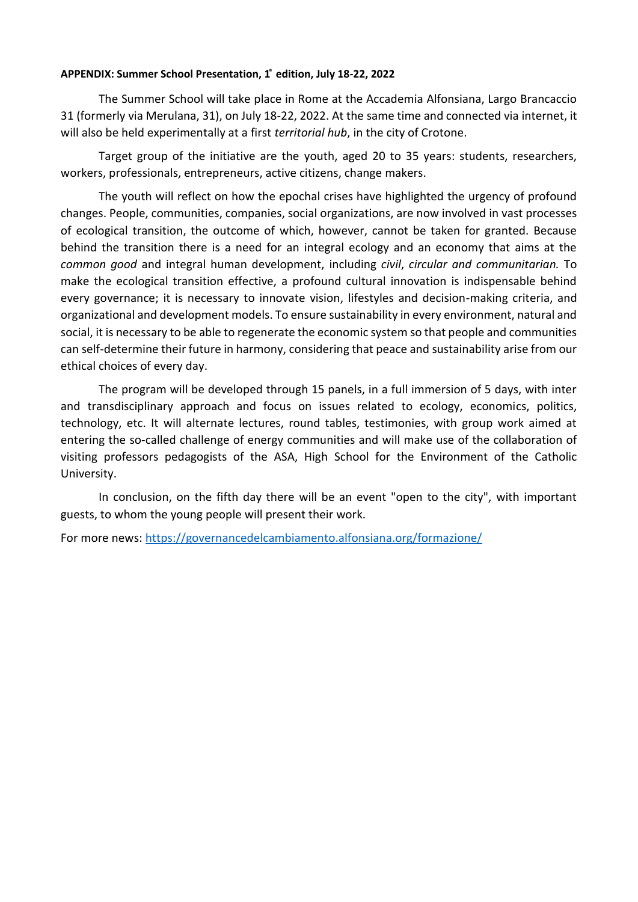**APPENDIX: Summer School Presentation, 1° edition, July 18-22, 2022**

The Summer School will take place in Rome at the Accademia Alfonsiana, Largo Brancaccio 31 (formerly via Merulana, 31), on July 18-22, 2022. At the same time and connected via internet, it will also be held experimentally at a first *territorial hub*, in the city of Crotone.

Target group of the initiative are the youth, aged 20 to 35 years: students, researchers, workers, professionals, entrepreneurs, active citizens, change makers.

The youth will reflect on how the epochal crises have highlighted the urgency of profound changes. People, communities, companies, social organizations, are now involved in vast processes of ecological transition, the outcome of which, however, cannot be taken for granted. Because behind the transition there is a need for an integral ecology and an economy that aims at the *common good* and integral human development, including *civil*, *circular and communitarian.* To make the ecological transition effective, a profound cultural innovation is indispensable behind every governance; it is necessary to innovate vision, lifestyles and decision-making criteria, and organizational and development models. To ensure sustainability in every environment, natural and social, it is necessary to be able to regenerate the economic system so that people and communities can self-determine their future in harmony, considering that peace and sustainability arise from our ethical choices of every day.

The program will be developed through 15 panels, in a full immersion of 5 days, with inter and transdisciplinary approach and focus on issues related to ecology, economics, politics, technology, etc. It will alternate lectures, round tables, testimonies, with group work aimed at entering the so-called challenge of energy communities and will make use of the collaboration of visiting professors pedagogists of the ASA, High School for the Environment of the Catholic University.

In conclusion, on the fifth day there will be an event "open to the city", with important guests, to whom the young people will present their work.

For more news: [https://governancedelcambiamento.alfonsiana.org/formazione/](https://governancedelcambiamento.alfonsiana.org/formazione/)